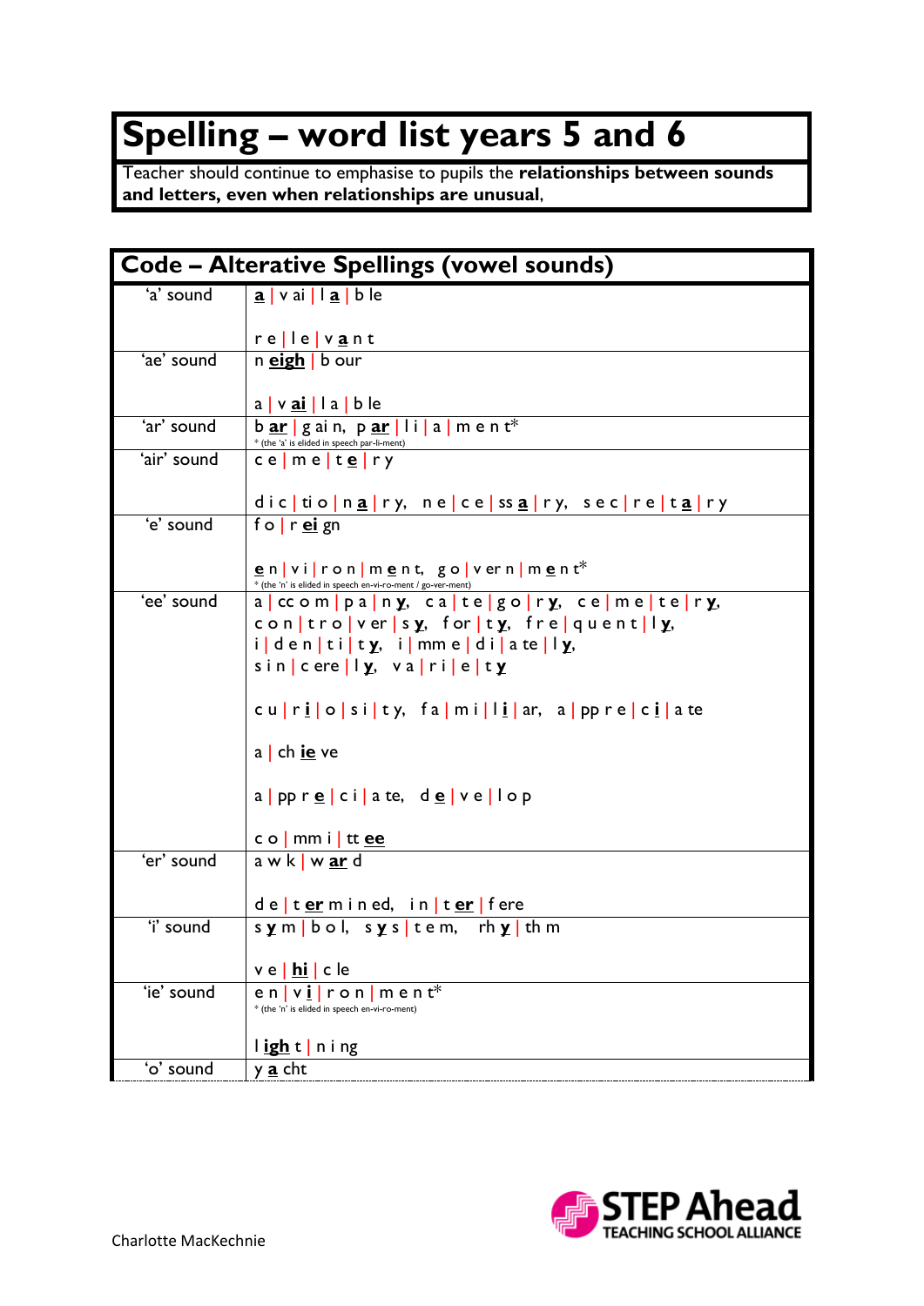# Spelling – word list years 5 and 6

Teacher should continue to emphasise to pupils the **relationships between sounds and letters, even when relationships are unusual**,

## Code – Alterative Spellings (vowel sounds)

| | |
|---|---|
| 'a' sound | **a** \| v ai \| l **a** \| b le<br><br>r e \| l e \| v **a** n t |
| 'ae' sound | n **eigh** \| b our<br><br>a \| v **ai** \| l a \| b le |
| 'ar' sound | b **ar** \| g ai n, p **ar** \| l i \| a \| m e n t*<br>* (the 'a' is elided in speech par-li-ment) |
| 'air' sound | c e \| m e \| t **e** \| r y<br><br>d i c \| tio \| n **a** \| r y, n e \| c e \| ss **a** \| r y, s e c \| r e \| t **a** \| r y |
| 'e' sound | f o \| r **ei** gn<br><br>**e** n \| v i \| r o n \| m **e** n t, g o \| v er n \| m **e** n t*<br>* (the 'n' is elided in speech en-vi-ro-ment / go-ver-ment) |
| 'ee' sound | a \| cc o m \| p a \| n **y**, c a \| t e \| g o \| r **y**, c e \| m e \| t e \| r **y**,<br>c o n \| t r o \| v er \| s **y**, for \| t **y**, f r e \| q u e n t \| l **y**,<br>i \| d e n \| t i \| t **y**, i \| mm e \| d i \| a te \| l **y**,<br>s i n \| c ere \| l **y**, v a \| r i \| e \| t **y**<br><br>c u \| r **i** \| o \| s i \| t y, f a \| m i \| l **i** \| ar, a \| pp r e \| c **i** \| a te<br><br>a \| ch **ie** ve<br><br>a \| pp r **e** \| c i \| a te, d **e** \| v e \| l o p<br><br>c o \| mm i \| tt **ee** |
| 'er' sound | a w k \| w **ar** d<br><br>d e \| t **er** m i n ed, i n \| t **er** \| f ere |
| 'i' sound | s **y** m \| b o l, s **y** s \| t e m, rh **y** \| th m<br><br>v e \| **hi** \| c le |
| 'ie' sound | e n \| v **i** \| r o n \| m e n t*<br>* (the 'n' is elided in speech en-vi-ro-ment)<br><br>l **igh** t \| n i ng |
| 'o' sound | y **a** cht |

Charlotte MacKechnie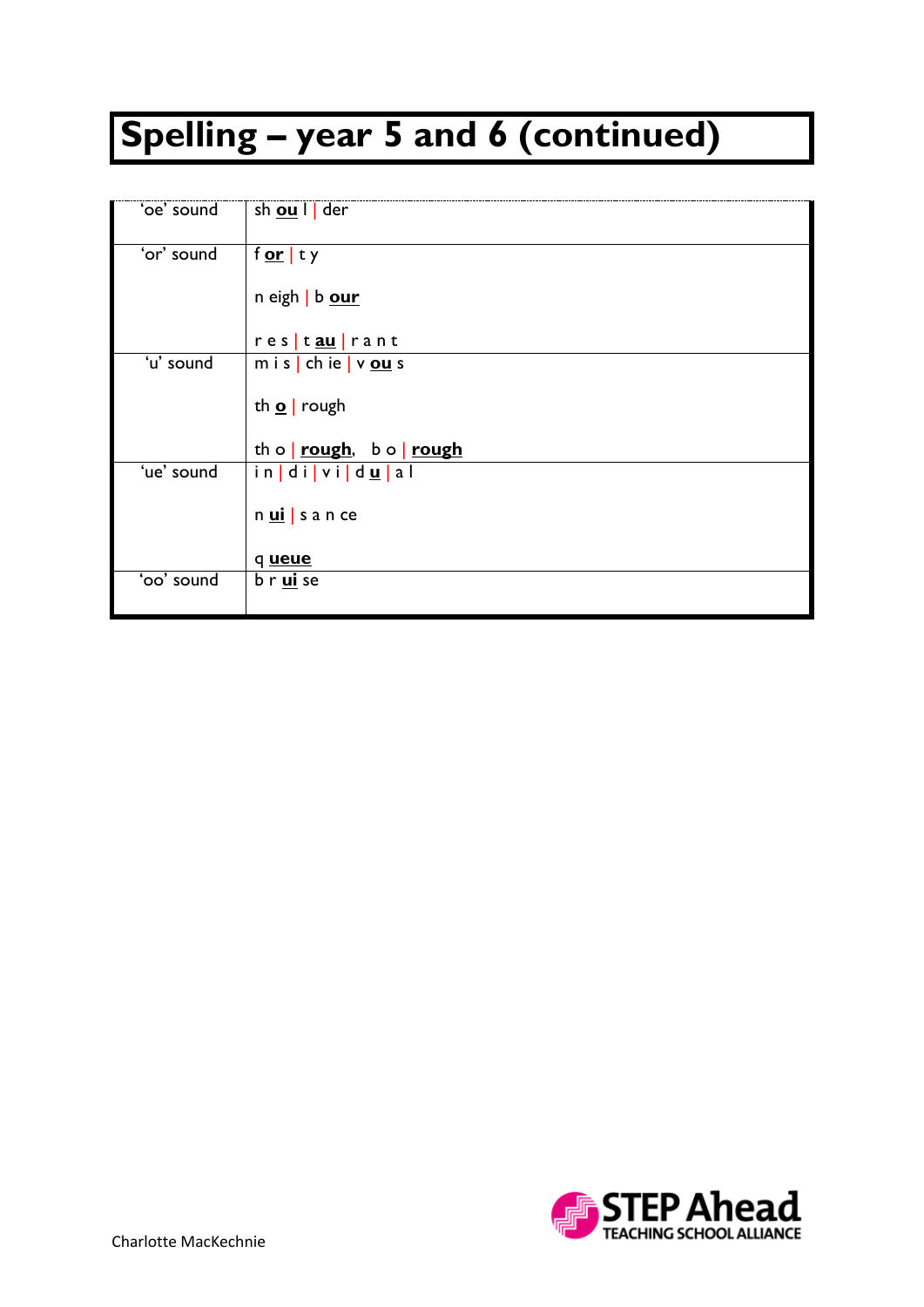# Spelling – year 5 and 6 (continued)

| | |
|---|---|
| 'oe' sound | sh **ou** l \| der |
| 'or' sound | f **or** \| t y<br><br>n eigh \| b **our**<br><br>r e s \| t **au** \| r a n t |
| 'u' sound | m i s \| ch ie \| v **ou** s<br><br>th **o** \| rough<br><br>th o \| **rough**,   b o \| **rough** |
| 'ue' sound | i n \| d i \| v i \| d **u** \| a l<br><br>n **ui** \| s a n ce<br><br>q **ueue** |
| 'oo' sound | b r **ui** se |

Charlotte MacKechnie

STEP Ahead TEACHING SCHOOL ALLIANCE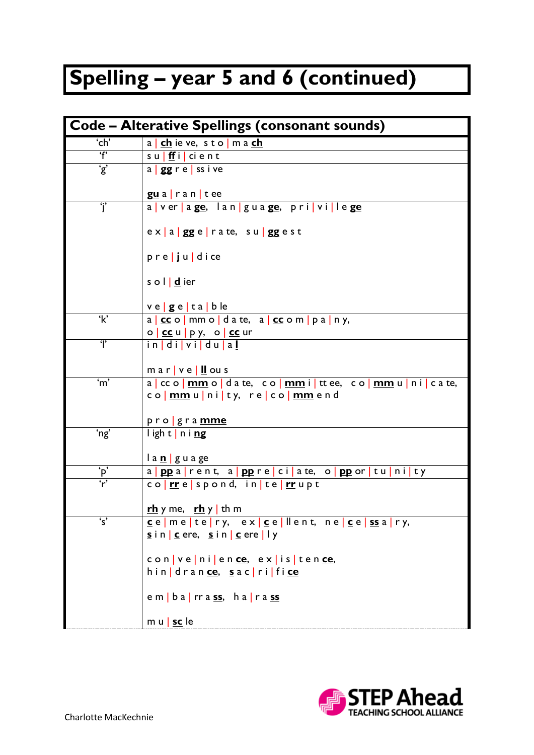# Spelling – year 5 and 6 (continued)

| Code – Alterative Spellings (consonant sounds) | |
|---|---|
| 'ch' | a \| **ch** ie ve, s t o \| m a **ch** |
| 'f' | s u \| **ff** i \| ci e n t |
| 'g' | a \| **gg** r e \| ss i ve<br><br>**gu** a \| r a n \| t ee |
| 'j' | a \| v er \| a **ge**, l a n \| g u a **ge**, p r i \| v i \| l e **ge**<br><br>e x \| a \| **gg** e \| r a te, s u \| **gg** e s t<br><br>p r e \| **j** u \| d i ce<br><br>s o l \| **d** ier<br><br>v e \| **g** e \| t a \| b le |
| 'k' | a \| **cc** o \| mm o \| d a te, a \| **cc** o m \| p a \| n y,<br>o \| **cc** u \| p y, o \| **cc** ur |
| 'l' | i n \| d i \| v i \| d u \| a **l**<br><br>m a r \| v e \| **ll** ou s |
| 'm' | a \| cc o \| **mm** o \| d a te, c o \| **mm** i \| tt ee, c o \| **mm** u \| n i \| c a te,<br>c o \| **mm** u \| n i \| t y, r e \| c o \| **mm** e n d<br><br>p r o \| g r a **mme** |
| 'ng' | l igh t \| n i **ng**<br><br>l a **n** \| g u a ge |
| 'p' | a \| **pp** a \| r e n t, a \| **pp** r e \| ci \| a te, o \| **pp** or \| t u \| n i \| t y |
| 'r' | c o \| **rr** e \| s p o n d, i n \| t e \| **rr** u p t<br><br>**rh** y me, **rh** y \| th m |
| 's' | **c** e \| m e \| t e \| r y, e x \| **c** e \| ll e n t, n e \| **c** e \| **ss** a \| r y,<br>**s** i n \| **c** ere, **s** i n \| **c** ere \| l y<br><br>c o n \| v e \| n i \| e n **ce**, e x \| i s \| t e n **ce**,<br>h i n \| d r a n **ce**, **s** a c \| r i \| f i **ce**<br><br>e m \| b a \| rr a **ss**, h a \| r a **ss**<br><br>m u \| **sc** le |

Charlotte MacKechnie

STEP Ahead TEACHING SCHOOL ALLIANCE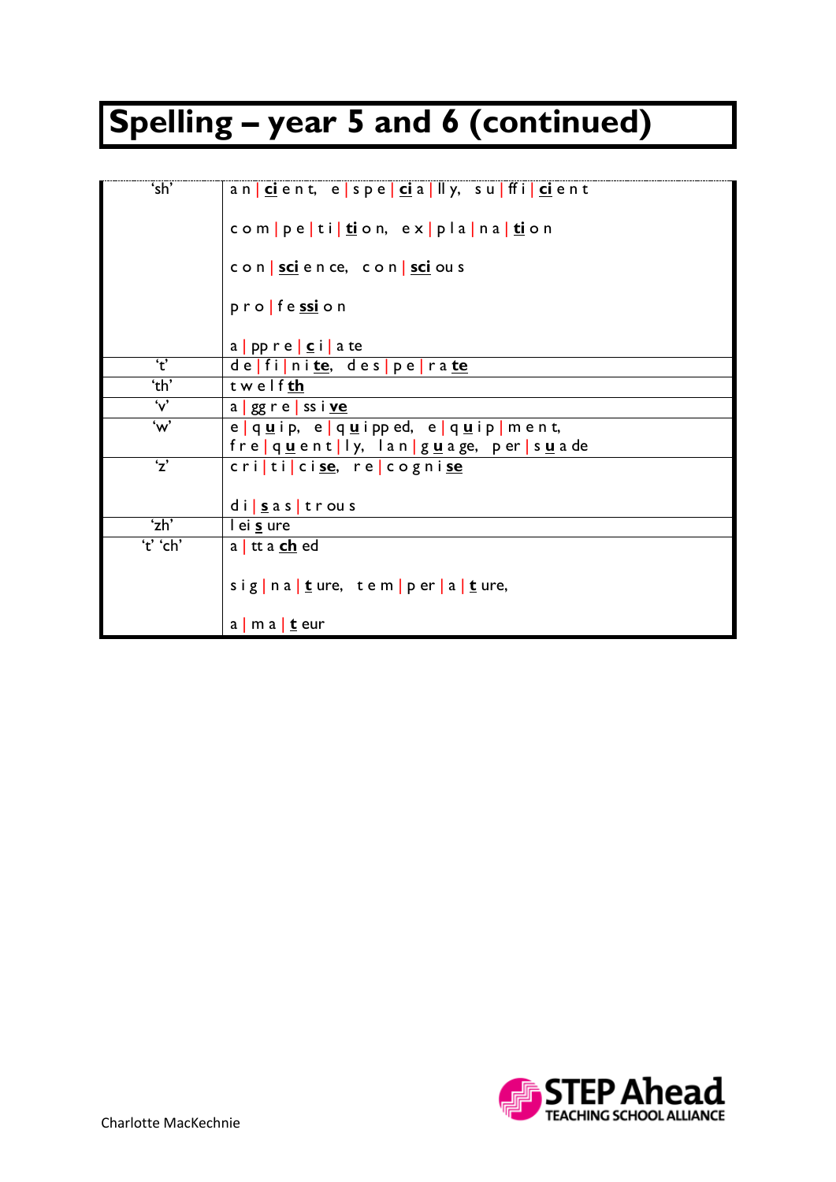# Spelling – year 5 and 6 (continued)

| | |
|---|---|
| 'sh' | an \| **ci** ent, e \| spe \| **ci** a \| lly, su \| ffi \| **ci** ent<br><br>com \| pe \| ti \| **ti** on, ex \| pla \| na \| **ti** on<br><br>con \| **sci** ence, con \| **sci** ous<br><br>pro \| fe **ssi** on<br><br>a \| ppre \| **c** i \| ate |
| 't' | de \| fi \| ni **te**, des \| pe \| ra **te** |
| 'th' | twelf **th** |
| 'v' | a \| ggre \| ss i **ve** |
| 'w' | e \| q **u** ip, e \| q **u** ipp ed, e \| q **u** ip \| ment,<br>fre \| q **u** ent \| ly, lan \| g **u** age, per \| s **u** ade |
| 'z' | cri \| ti \| ci **se**, re \| cogni **se**<br><br>di \| **s** as \| trous |
| 'zh' | lei **s** ure |
| 't' 'ch' | a \| tta **ch** ed<br><br>sig \| na \| **t** ure, tem \| per \| a \| **t** ure,<br><br>a \| ma \| **t** eur |

Charlotte MacKechnie